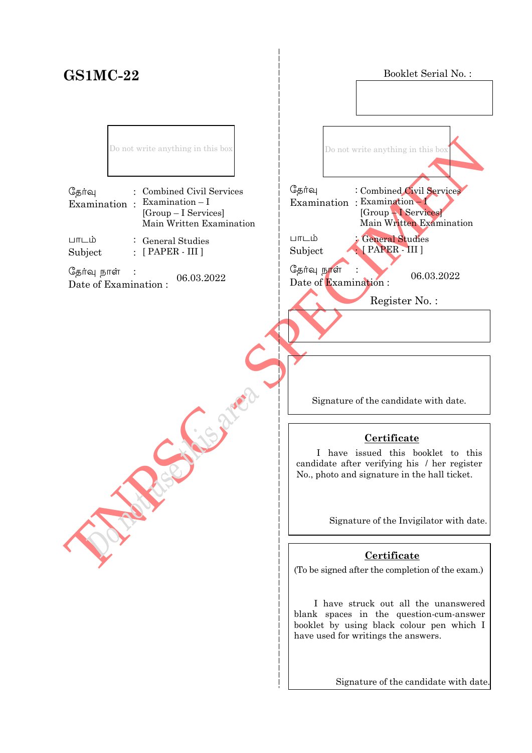**GS1MC-22**

Booklet Serial No. :

Do not write anything in this box

| | | |
|---|---|---|
| தேர்வு<br>Examination | : | Combined Civil Services Examination – I [Group – I Services] Main Written Examination |
| பாடம்<br>Subject | : | General Studies [ PAPER - III ] |
| தேர்வு நாள்<br>Date of Examination | : | 06.03.2022 |

Do not use this area

Do not write anything in this box

| | | |
|---|---|---|
| தேர்வு<br>Examination | : | Combined Civil Services Examination – I [Group – I Services] Main Written Examination |
| பாடம்<br>Subject | : | General Studies [ PAPER - III ] |
| தேர்வு நாள்<br>Date of Examination | : | 06.03.2022 |

Register No. :

Signature of the candidate with date.

**Certificate**

I have issued this booklet to this candidate after verifying his / her register No., photo and signature in the hall ticket.

Signature of the Invigilator with date.

**Certificate**

(To be signed after the completion of the exam.)

I have struck out all the unanswered blank spaces in the question-cum-answer booklet by using black colour pen which I have used for writings the answers.

Signature of the candidate with date.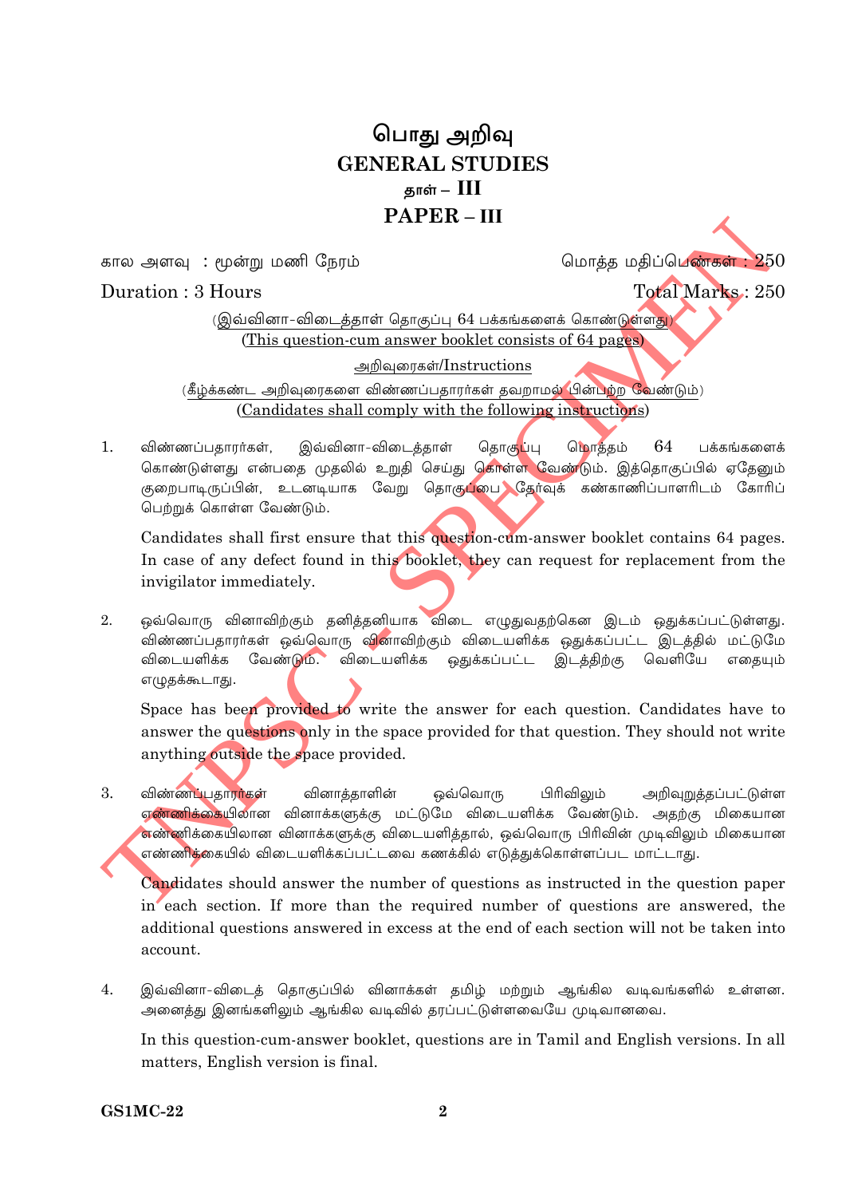# பொது அறிவு
# GENERAL STUDIES
## தாள் – III
## PAPER – III

கால அளவு : மூன்று மணி நேரம் | மொத்த மதிப்பெண்கள் : 250

Duration : 3 Hours | Total Marks : 250

(இவ்வினா-விடைத்தாள் தொகுப்பு 64 பக்கங்களைக் கொண்டுள்ளது)
(This question-cum answer booklet consists of 64 pages)

அறிவுரைகள்/Instructions

(கீழ்க்கண்ட அறிவுரைகளை விண்ணப்பதாரர்கள் தவறாமல் பின்பற்ற வேண்டும்)
(Candidates shall comply with the following instructions)

1. விண்ணப்பதாரர்கள், இவ்வினா-விடைத்தாள் தொகுப்பு மொத்தம் 64 பக்கங்களைக் கொண்டுள்ளது என்பதை முதலில் உறுதி செய்து கொள்ள வேண்டும். இத்தொகுப்பில் ஏதேனும் குறைபாடிருப்பின், உடனடியாக வேறு தொகுப்பை தேர்வுக் கண்காணிப்பாளரிடம் கோரிப் பெற்றுக் கொள்ள வேண்டும்.

   Candidates shall first ensure that this question-cum-answer booklet contains 64 pages. In case of any defect found in this booklet, they can request for replacement from the invigilator immediately.

2. ஒவ்வொரு வினாவிற்கும் தனித்தனியாக விடை எழுதுவதற்கென இடம் ஒதுக்கப்பட்டுள்ளது. விண்ணப்பதாரர்கள் ஒவ்வொரு வினாவிற்கும் விடையளிக்க ஒதுக்கப்பட்ட இடத்தில் மட்டுமே விடையளிக்க வேண்டும். விடையளிக்க ஒதுக்கப்பட்ட இடத்திற்கு வெளியே எதையும் எழுதக்கூடாது.

   Space has been provided to write the answer for each question. Candidates have to answer the questions only in the space provided for that question. They should not write anything outside the space provided.

3. விண்ணப்பதாரர்கள் வினாத்தாளின் ஒவ்வொரு பிரிவிலும் அறிவுறுத்தப்பட்டுள்ள எண்ணிக்கையிலான வினாக்களுக்கு மட்டுமே விடையளிக்க வேண்டும். அதற்கு மிகையான எண்ணிக்கையிலான வினாக்களுக்கு விடையளித்தால், ஒவ்வொரு பிரிவின் முடிவிலும் மிகையான எண்ணிக்கையில் விடையளிக்கப்பட்டவை கணக்கில் எடுத்துக்கொள்ளப்பட மாட்டாது.

   Candidates should answer the number of questions as instructed in the question paper in each section. If more than the required number of questions are answered, the additional questions answered in excess at the end of each section will not be taken into account.

4. இவ்வினா-விடைத் தொகுப்பில் வினாக்கள் தமிழ் மற்றும் ஆங்கில வடிவங்களில் உள்ளன. அனைத்து இனங்களிலும் ஆங்கில வடிவில் தரப்பட்டுள்ளவையே முடிவானவை.

   In this question-cum-answer booklet, questions are in Tamil and English versions. In all matters, English version is final.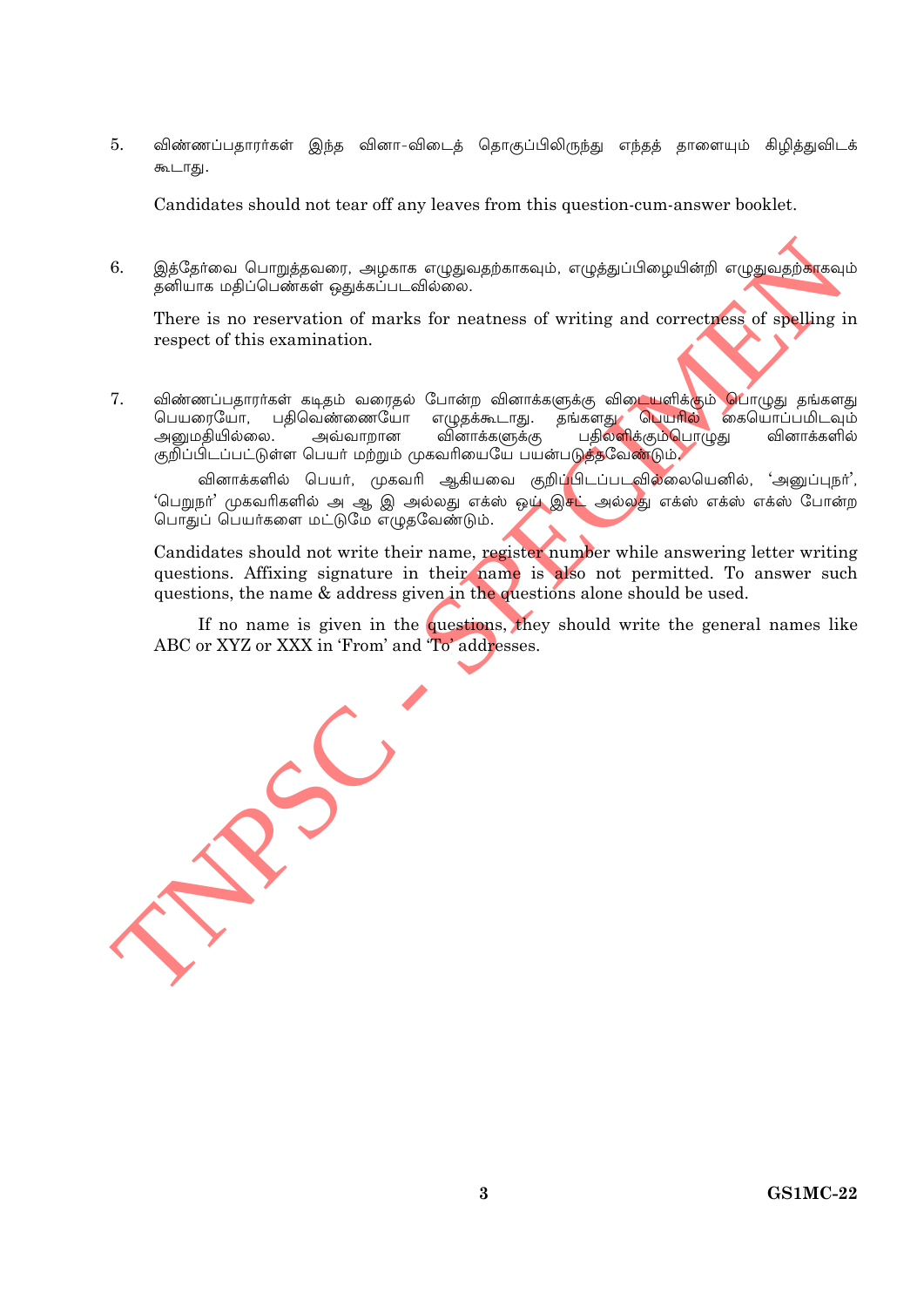5. விண்ணப்பதாரர்கள் இந்த வினா-விடைத் தொகுப்பிலிருந்து எந்தத் தாளையும் கிழித்துவிடக் கூடாது.

   Candidates should not tear off any leaves from this question-cum-answer booklet.

6. இத்தேர்வை பொறுத்தவரை, அழகாக எழுதுவதற்காகவும், எழுத்துப்பிழையின்றி எழுதுவதற்காகவும் தனியாக மதிப்பெண்கள் ஒதுக்கப்படவில்லை.

   There is no reservation of marks for neatness of writing and correctness of spelling in respect of this examination.

7. விண்ணப்பதாரர்கள் கடிதம் வரைதல் போன்ற வினாக்களுக்கு விடையளிக்கும் பொழுது தங்களது பெயரையோ, பதிவெண்ணையோ எழுதக்கூடாது. தங்களது பெயரில் கையொப்பமிடவும் அனுமதியில்லை. அவ்வாறான வினாக்களுக்கு பதிலளிக்கும்பொழுது வினாக்களில் குறிப்பிடப்பட்டுள்ள பெயர் மற்றும் முகவரியையே பயன்படுத்தவேண்டும்.

   வினாக்களில் பெயர், முகவரி ஆகியவை குறிப்பிடப்படவில்லையெனில், 'அனுப்புநர்', 'பெறுநர்' முகவரிகளில் அ ஆ இ அல்லது எக்ஸ் ஒய் இசட் அல்லது எக்ஸ் எக்ஸ் எக்ஸ் போன்ற பொதுப் பெயர்களை மட்டுமே எழுதவேண்டும்.

   Candidates should not write their name, register number while answering letter writing questions. Affixing signature in their name is also not permitted. To answer such questions, the name & address given in the questions alone should be used.

   If no name is given in the questions, they should write the general names like ABC or XYZ or XXX in 'From' and 'To' addresses.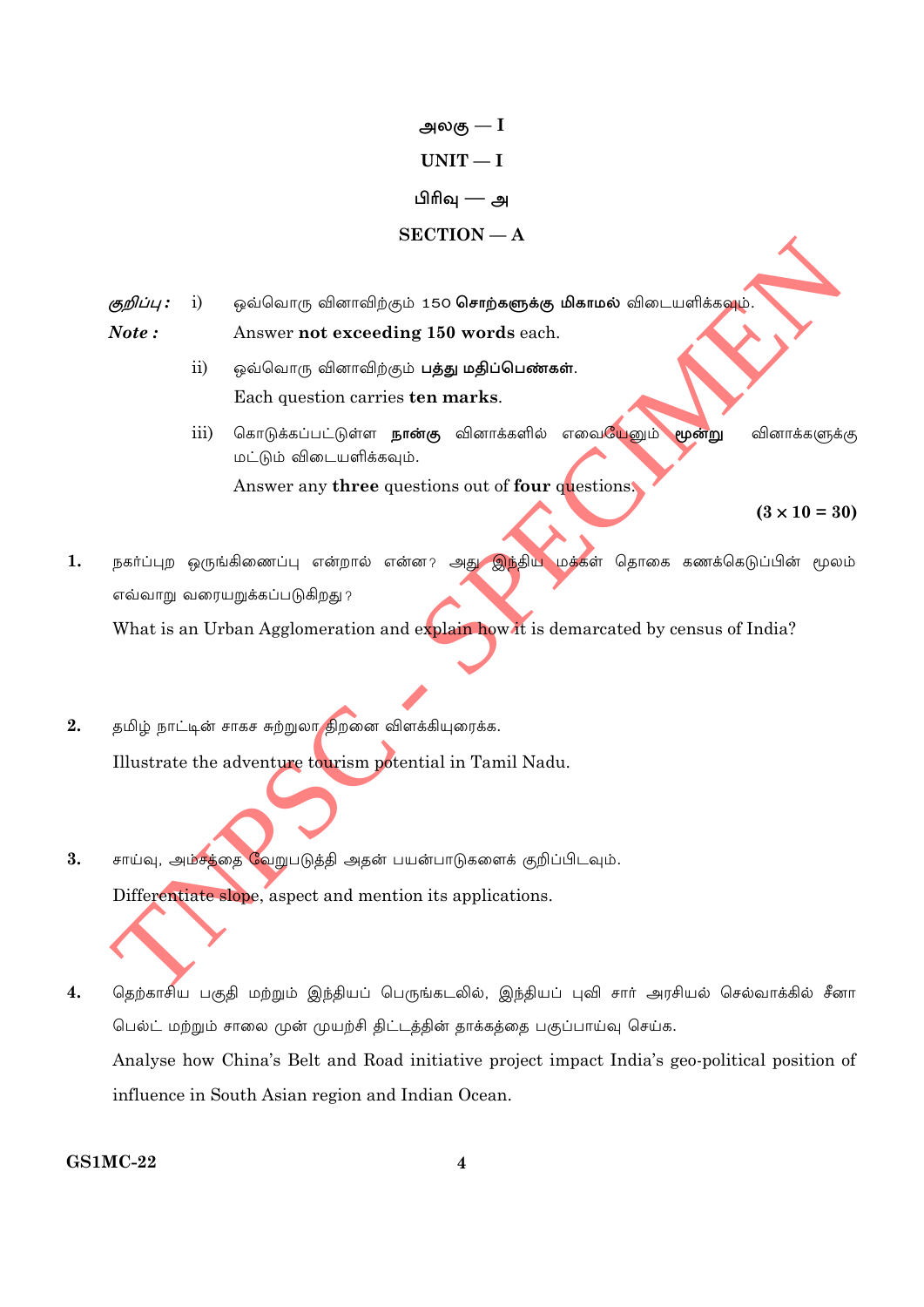## அலகு — I

## UNIT — I

### பிரிவு — அ

### SECTION — A

*குறிப்பு :* i) ஒவ்வொரு வினாவிற்கும் 150 **சொற்களுக்கு மிகாமல்** விடையளிக்கவும்.

*Note :* Answer **not exceeding 150 words** each.

ii) ஒவ்வொரு வினாவிற்கும் **பத்து மதிப்பெண்கள்**.

Each question carries **ten marks**.

iii) கொடுக்கப்பட்டுள்ள **நான்கு** வினாக்களில் எவையேனும் **மூன்று** வினாக்களுக்கு மட்டும் விடையளிக்கவும்.

Answer any **three** questions out of **four** questions.

**(3 × 10 = 30)**

**1.** நகர்ப்புற ஒருங்கிணைப்பு என்றால் என்ன? அது இந்திய மக்கள் தொகை கணக்கெடுப்பின் மூலம் எவ்வாறு வரையறுக்கப்படுகிறது?

What is an Urban Agglomeration and explain how it is demarcated by census of India?

**2.** தமிழ் நாட்டின் சாகச சுற்றுலா திறனை விளக்கியுரைக்க.

Illustrate the adventure tourism potential in Tamil Nadu.

**3.** சாய்வு, அம்சத்தை வேறுபடுத்தி அதன் பயன்பாடுகளைக் குறிப்பிடவும்.

Differentiate slope, aspect and mention its applications.

**4.** தெற்காசிய பகுதி மற்றும் இந்தியப் பெருங்கடலில், இந்தியப் புவி சார் அரசியல் செல்வாக்கில் சீனா பெல்ட் மற்றும் சாலை முன் முயற்சி திட்டத்தின் தாக்கத்தை பகுப்பாய்வு செய்க.

Analyse how China's Belt and Road initiative project impact India's geo-political position of influence in South Asian region and Indian Ocean.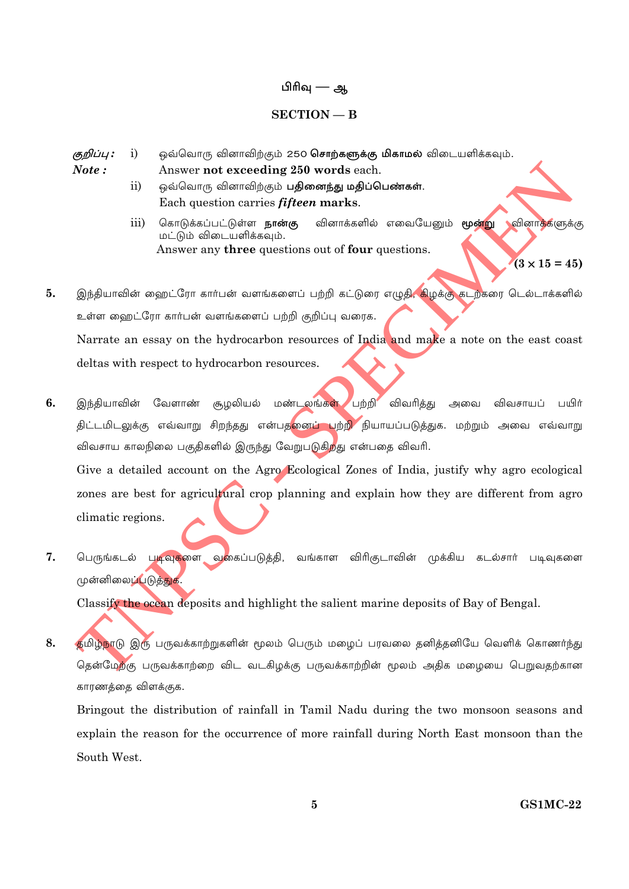## பிரிவு — ஆ

## SECTION — B

*குறிப்பு :* i) ஒவ்வொரு வினாவிற்கும் 250 **சொற்களுக்கு மிகாமல்** விடையளிக்கவும்.

***Note :*** Answer **not exceeding 250 words** each.

ii) ஒவ்வொரு வினாவிற்கும் **பதினைந்து மதிப்பெண்கள்**.

Each question carries ***fifteen*** **marks**.

iii) கொடுக்கப்பட்டுள்ள **நான்கு** வினாக்களில் எவையேனும் **மூன்று** வினாக்களுக்கு மட்டும் விடையளிக்கவும்.

Answer any **three** questions out of **four** questions.

**(3 × 15 = 45)**

5. இந்தியாவின் ஹைட்ரோ கார்பன் வளங்களைப் பற்றி கட்டுரை எழுதி, கிழக்கு கடற்கரை டெல்டாக்களில் உள்ள ஹைட்ரோ கார்பன் வளங்களைப் பற்றி குறிப்பு வரைக.

   Narrate an essay on the hydrocarbon resources of India and make a note on the east coast deltas with respect to hydrocarbon resources.

6. இந்தியாவின் வேளாண் சூழலியல் மண்டலங்கள் பற்றி விவரித்து அவை விவசாயப் பயிர் திட்டமிடலுக்கு எவ்வாறு சிறந்தது என்பதனைப் பற்றி நியாயப்படுத்துக. மற்றும் அவை எவ்வாறு விவசாய காலநிலை பகுதிகளில் இருந்து வேறுபடுகிறது என்பதை விவரி.

   Give a detailed account on the Agro Ecological Zones of India, justify why agro ecological zones are best for agricultural crop planning and explain how they are different from agro climatic regions.

7. பெருங்கடல் படிவுகளை வகைப்படுத்தி, வங்காள விரிகுடாவின் முக்கிய கடல்சார் படிவுகளை முன்னிலைப்படுத்துக.

   Classify the ocean deposits and highlight the salient marine deposits of Bay of Bengal.

8. தமிழ்நாடு இரு பருவக்காற்றுகளின் மூலம் பெரும் மழைப் பரவலை தனித்தனியே வெளிக் கொணர்ந்து தென்மேற்கு பருவக்காற்றை விட வடகிழக்கு பருவக்காற்றின் மூலம் அதிக மழையை பெறுவதற்கான காரணத்தை விளக்குக.

   Bringout the distribution of rainfall in Tamil Nadu during the two monsoon seasons and explain the reason for the occurrence of more rainfall during North East monsoon than the South West.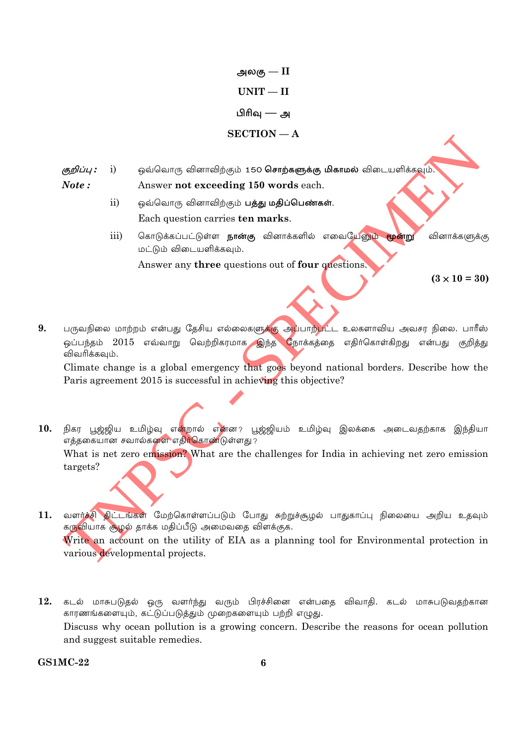# அலகு — II

# UNIT — II

## பிரிவு — அ

## SECTION — A

*குறிப்பு :* i) ஒவ்வொரு வினாவிற்கும் 150 **சொற்களுக்கு மிகாமல்** விடையளிக்கவும்.

***Note :*** Answer **not exceeding 150 words** each.

ii) ஒவ்வொரு வினாவிற்கும் **பத்து மதிப்பெண்கள்.**

Each question carries **ten marks**.

iii) கொடுக்கப்பட்டுள்ள **நான்கு** வினாக்களில் எவையேனும் **மூன்று** வினாக்களுக்கு மட்டும் விடையளிக்கவும்.

Answer any **three** questions out of **four** questions.

**(3 × 10 = 30)**

9. பருவநிலை மாற்றம் என்பது தேசிய எல்லைகளுக்கு அப்பாற்பட்ட உலகளாவிய அவசர நிலை. பாரீஸ் ஒப்பந்தம் 2015 எவ்வாறு வெற்றிகரமாக இந்த நோக்கத்தை எதிர்கொள்கிறது என்பது குறித்து விவரிக்கவும்.

   Climate change is a global emergency that goes beyond national borders. Describe how the Paris agreement 2015 is successful in achieving this objective?

10. நிகர பூஜ்ஜிய உமிழ்வு என்றால் என்ன? பூஜ்ஜியம் உமிழ்வு இலக்கை அடைவதற்காக இந்தியா எத்தகையான சவால்களை எதிர்கொண்டுள்ளது?

    What is net zero emission? What are the challenges for India in achieving net zero emission targets?

11. வளர்ச்சி திட்டங்கள் மேற்கொள்ளப்படும் போது சுற்றுச்சூழல் பாதுகாப்பு நிலையை அறிய உதவும் கருவியாக சூழல் தாக்க மதிப்பீடு அமைவதை விளக்குக.

    Write an account on the utility of EIA as a planning tool for Environmental protection in various developmental projects.

12. கடல் மாசுபடுதல் ஒரு வளர்ந்து வரும் பிரச்சினை என்பதை விவாதி. கடல் மாசுபடுவதற்கான காரணங்களையும், கட்டுப்படுத்தும் முறைகளையும் பற்றி எழுது.

    Discuss why ocean pollution is a growing concern. Describe the reasons for ocean pollution and suggest suitable remedies.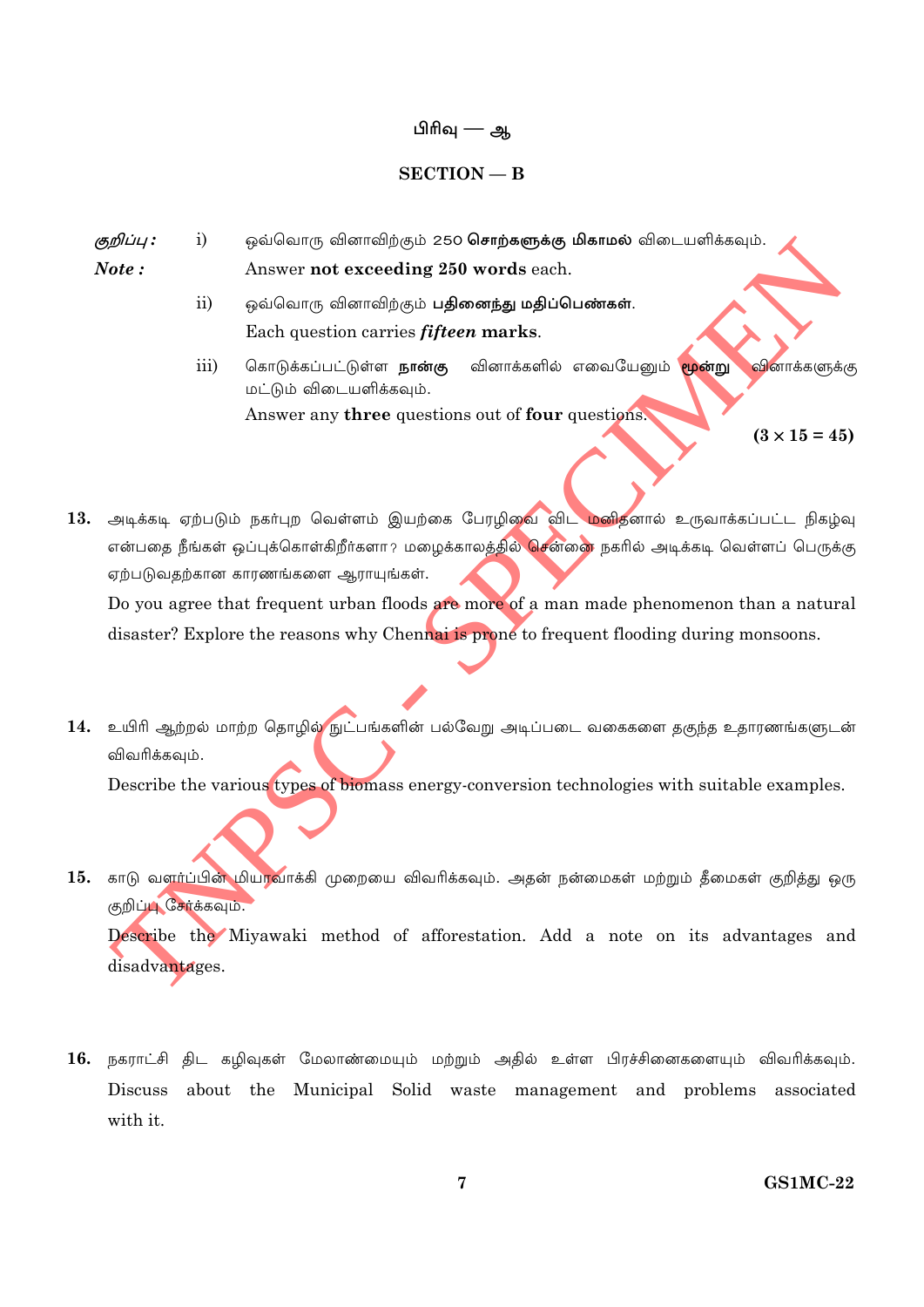## பிரிவு — ஆ

## SECTION — B

*குறிப்பு :* i) ஒவ்வொரு வினாவிற்கும் 250 **சொற்களுக்கு மிகாமல்** விடையளிக்கவும்.

*Note :* Answer **not exceeding 250 words** each.

ii) ஒவ்வொரு வினாவிற்கும் **பதினைந்து மதிப்பெண்கள்**.

Each question carries ***fifteen*** **marks**.

iii) கொடுக்கப்பட்டுள்ள **நான்கு** வினாக்களில் எவையேனும் **மூன்று** வினாக்களுக்கு மட்டும் விடையளிக்கவும்.

Answer any **three** questions out of **four** questions.

**(3 × 15 = 45)**

**13.** அடிக்கடி ஏற்படும் நகர்புற வெள்ளம் இயற்கை பேரழிவை விட மனிதனால் உருவாக்கப்பட்ட நிகழ்வு என்பதை நீங்கள் ஒப்புக்கொள்கிறீர்களா? மழைக்காலத்தில் சென்னை நகரில் அடிக்கடி வெள்ளப் பெருக்கு ஏற்படுவதற்கான காரணங்களை ஆராயுங்கள்.

Do you agree that frequent urban floods are more of a man made phenomenon than a natural disaster? Explore the reasons why Chennai is prone to frequent flooding during monsoons.

**14.** உயிரி ஆற்றல் மாற்ற தொழில் நுட்பங்களின் பல்வேறு அடிப்படை வகைகளை தகுந்த உதாரணங்களுடன் விவரிக்கவும்.

Describe the various types of biomass energy-conversion technologies with suitable examples.

**15.** காடு வளர்ப்பின் மியாவாக்கி முறையை விவரிக்கவும். அதன் நன்மைகள் மற்றும் தீமைகள் குறித்து ஒரு குறிப்பு சேர்க்கவும்.

Describe the Miyawaki method of afforestation. Add a note on its advantages and disadvantages.

**16.** நகராட்சி திட கழிவுகள் மேலாண்மையும் மற்றும் அதில் உள்ள பிரச்சினைகளையும் விவரிக்கவும். Discuss about the Municipal Solid waste management and problems associated with it.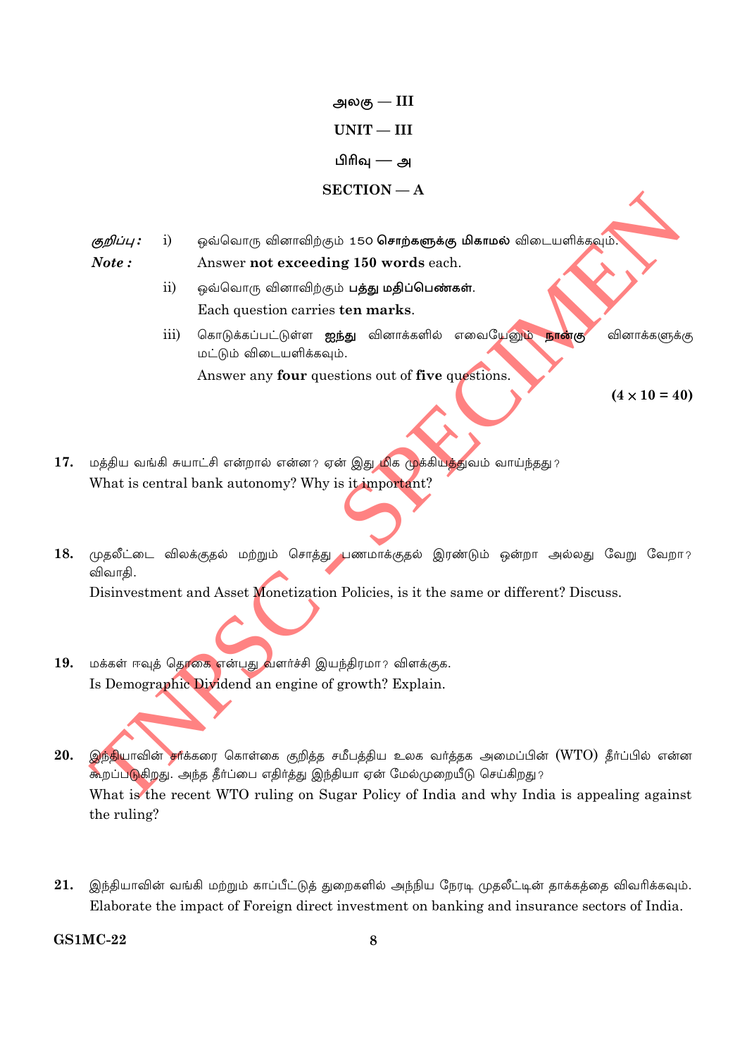# அலகு — III

# UNIT — III

## பிரிவு — அ

## SECTION — A

*குறிப்பு :* i) ஒவ்வொரு வினாவிற்கும் 150 **சொற்களுக்கு மிகாமல்** விடையளிக்கவும்.

***Note :*** Answer **not exceeding 150 words** each.

ii) ஒவ்வொரு வினாவிற்கும் **பத்து மதிப்பெண்கள்**.

Each question carries **ten marks**.

iii) கொடுக்கப்பட்டுள்ள **ஐந்து** வினாக்களில் எவையேனும் **நான்கு** வினாக்களுக்கு மட்டும் விடையளிக்கவும்.

Answer any **four** questions out of **five** questions.

**(4 × 10 = 40)**

**17.** மத்திய வங்கி சுயாட்சி என்றால் என்ன? ஏன் இது மிக முக்கியத்துவம் வாய்ந்தது?

What is central bank autonomy? Why is it important?

**18.** முதலீட்டை விலக்குதல் மற்றும் சொத்து பணமாக்குதல் இரண்டும் ஒன்றா அல்லது வேறு வேறா? விவாதி.

Disinvestment and Asset Monetization Policies, is it the same or different? Discuss.

**19.** மக்கள் ஈவுத் தொகை என்பது வளர்ச்சி இயந்திரமா? விளக்குக.

Is Demographic Dividend an engine of growth? Explain.

**20.** இந்தியாவின் சர்க்கரை கொள்கை குறித்த சமீபத்திய உலக வர்த்தக அமைப்பின் (WTO) தீர்ப்பில் என்ன கூறப்படுகிறது. அந்த தீர்ப்பை எதிர்த்து இந்தியா ஏன் மேல்முறையீடு செய்கிறது?

What is the recent WTO ruling on Sugar Policy of India and why India is appealing against the ruling?

**21.** இந்தியாவின் வங்கி மற்றும் காப்பீட்டுத் துறைகளில் அந்நிய நேரடி முதலீட்டின் தாக்கத்தை விவரிக்கவும்.

Elaborate the impact of Foreign direct investment on banking and insurance sectors of India.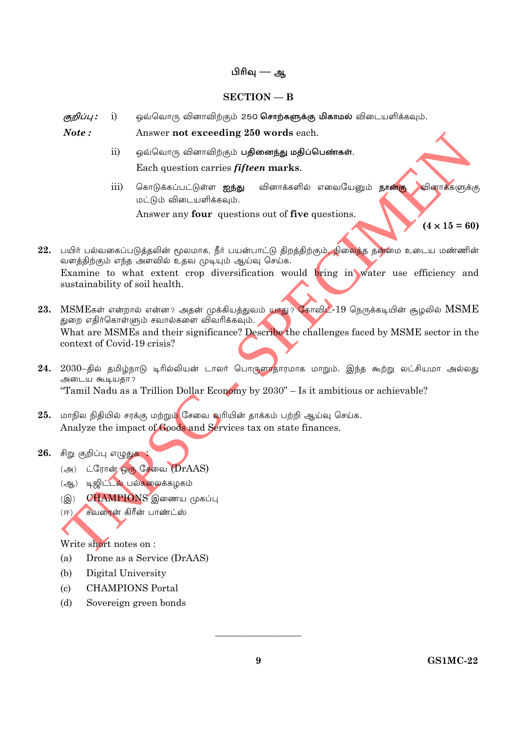## பிரிவு — ஆ

## SECTION — B

*குறிப்பு :* i) ஒவ்வொரு வினாவிற்கும் 250 **சொற்களுக்கு மிகாமல்** விடையளிக்கவும்.

***Note :*** Answer **not exceeding 250 words** each.

ii) ஒவ்வொரு வினாவிற்கும் **பதினைந்து மதிப்பெண்கள்**.

Each question carries ***fifteen*** **marks**.

iii) கொடுக்கப்பட்டுள்ள **ஐந்து** வினாக்களில் எவையேனும் **நான்கு** வினாக்களுக்கு மட்டும் விடையளிக்கவும்.

Answer any **four** questions out of **five** questions.

**(4 × 15 = 60)**

**22.** பயிர் பல்வகைப்படுத்தலின் மூலமாக, நீர் பயன்பாட்டு திறத்திற்கும், நிலைத்த தன்மை உடைய மண்ணின் வளத்திற்கும் எந்த அளவில் உதவ முடியும் ஆய்வு செய்க.

Examine to what extent crop diversification would bring in water use efficiency and sustainability of soil health.

**23.** MSMEகள் என்றால் என்ன? அதன் முக்கியத்துவம் யாது? கோவிட்-19 நெருக்கடியின் சூழலில் MSME துறை எதிர்கொள்ளும் சவால்களை விவரிக்கவும்.

What are MSMEs and their significance? Describe the challenges faced by MSME sector in the context of Covid-19 crisis?

**24.** 2030–தில் தமிழ்நாடு டிரில்லியன் டாலர் பொருளாதாரமாக மாறும். இந்த கூற்று லட்சியமா அல்லது அடைய கூடியதா?

"Tamil Nadu as a Trillion Dollar Economy by 2030" – Is it ambitious or achievable?

**25.** மாநில நிதியில் சரக்கு மற்றும் சேவை வரியின் தாக்கம் பற்றி ஆய்வு செய்க.

Analyze the impact of Goods and Services tax on state finances.

**26.** சிறு குறிப்பு எழுதுக :

(அ) ட்ரோன் ஒரு சேவை (DrAAS)

(ஆ) டிஜிட்டல் பல்கலைக்கழகம்

(இ) CHAMPIONS இணைய முகப்பு

(ஈ) சவரைன் கிரீன் பாண்ட்ஸ்

Write short notes on :

(a) Drone as a Service (DrAAS)

(b) Digital University

(c) CHAMPIONS Portal

(d) Sovereign green bonds